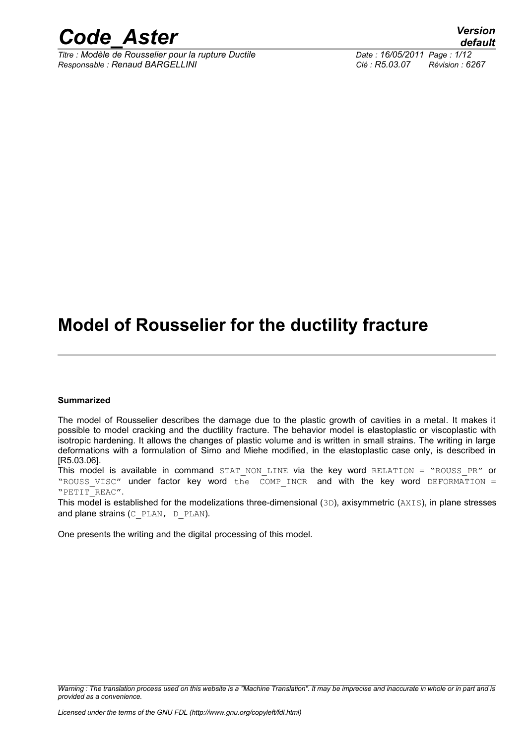# Model of Rousselier for the ductility fracture

**Summarized**

The model of Rousselier describes the damage due to the plastic growth of cavities in a metal. It makes it possible to model cracking and the ductility fracture. The behavior model is elastoplastic or viscoplastic with isotropic hardening. It allows the changes of plastic volume and is written in small strains. The writing in large deformations with a formulation of Simo and Miehe modified, in the elastoplastic case only, is described in [R5.03.06].

This model is available in command STAT_NON_LINE via the key word RELATION = "ROUSS_PR" or "ROUSS_VISC" under factor key word the COMP_INCR and with the key word DEFORMATION = "PETIT_REAC".

This model is established for the modelizations three-dimensional (3D), axisymmetric (AXIS), in plane stresses and plane strains (C_PLAN, D_PLAN).

One presents the writing and the digital processing of this model.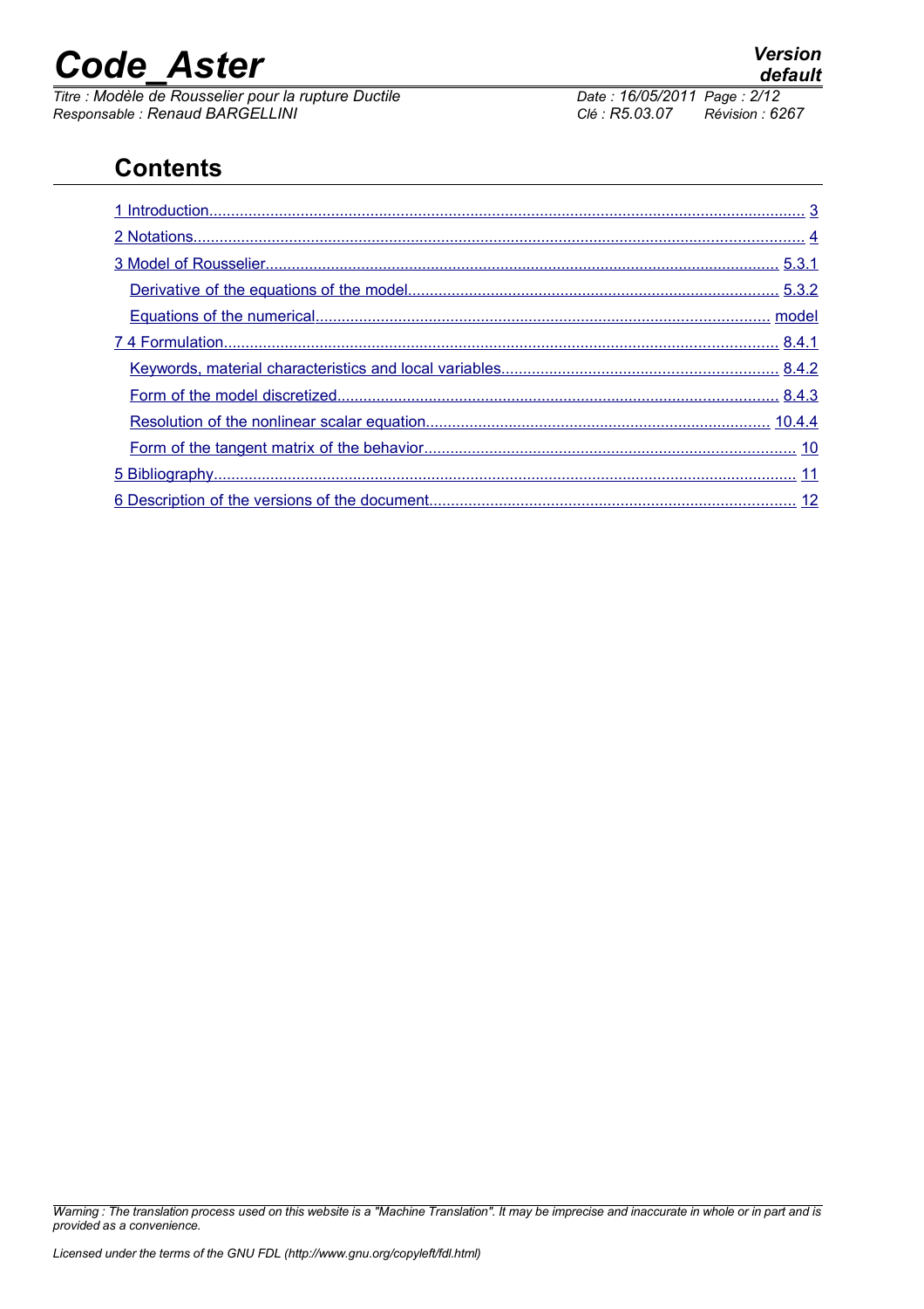## Contents

1 Introduction........................................................................................................................................ 3

2 Notations............................................................................................................................................ 4

3 Model of Rousselier...................................................................................................................... 5.3.1

Derivative of the equations of the model..................................................................................... 5.3.2

Equations of the numerical........................................................................................................ model

7 4 Formulation............................................................................................................................... 8.4.1

Keywords, material characteristics and local variables................................................................ 8.4.2

Form of the model discretized...................................................................................................... 8.4.3

Resolution of the nonlinear scalar equation.............................................................................. 10.4.4

Form of the tangent matrix of the behavior..................................................................................... 10

5 Bibliography...................................................................................................................................... 11

6 Description of the versions of the document................................................................................... 12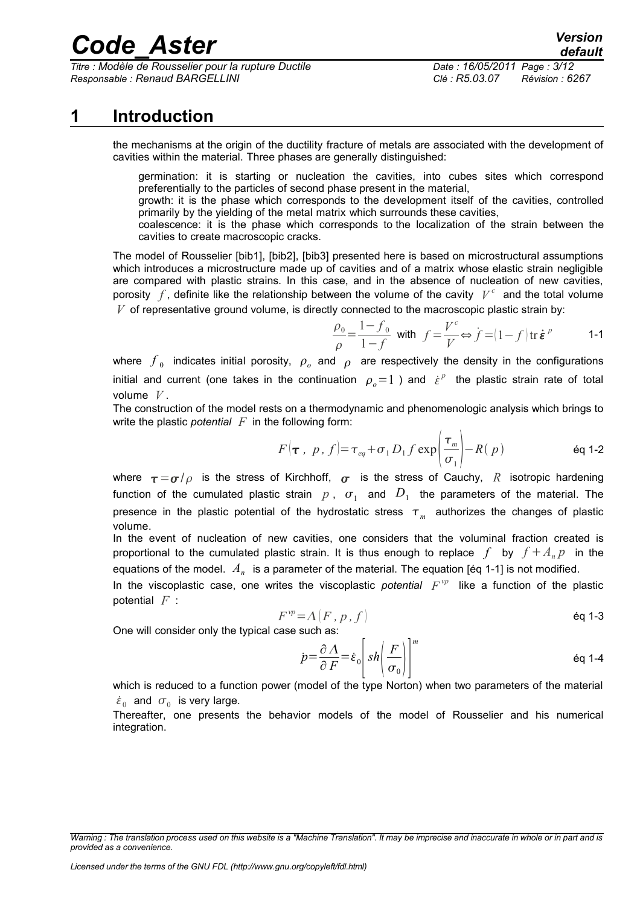# 1 Introduction

the mechanisms at the origin of the ductility fracture of metals are associated with the development of cavities within the material. Three phases are generally distinguished:

germination: it is starting or nucleation the cavities, into cubes sites which correspond preferentially to the particles of second phase present in the material,
growth: it is the phase which corresponds to the development itself of the cavities, controlled primarily by the yielding of the metal matrix which surrounds these cavities,
coalescence: it is the phase which corresponds to the localization of the strain between the cavities to create macroscopic cracks.

The model of Rousselier [bib1], [bib2], [bib3] presented here is based on microstructural assumptions which introduces a microstructure made up of cavities and of a matrix whose elastic strain negligible are compared with plastic strains. In this case, and in the absence of nucleation of new cavities, porosity $f$, definite like the relationship between the volume of the cavity $V^c$ and the total volume $V$ of representative ground volume, is directly connected to the macroscopic plastic strain by:

$$\frac{\rho_0}{\rho}=\frac{1-f_0}{1-f} \text{ with } f=\frac{V^c}{V}\Leftrightarrow \dot{f}=(1-f)\operatorname{tr}\dot{\boldsymbol{\varepsilon}}^p \qquad 1\text{-}1$$

where $f_0$ indicates initial porosity, $\rho_o$ and $\rho$ are respectively the density in the configurations initial and current (one takes in the continuation $\rho_o=1$) and $\dot{\varepsilon}^p$ the plastic strain rate of total volume $V$.

The construction of the model rests on a thermodynamic and phenomenologic analysis which brings to write the plastic *potential* $F$ in the following form:

$$F(\boldsymbol{\tau},\ p,f)=\tau_{eq}+\sigma_1 D_1 f \exp\left(\frac{\tau_m}{\sigma_1}\right)-R(p) \qquad \text{éq 1-2}$$

where $\boldsymbol{\tau}=\boldsymbol{\sigma}/\rho$ is the stress of Kirchhoff, $\boldsymbol{\sigma}$ is the stress of Cauchy, $R$ isotropic hardening function of the cumulated plastic strain $p$, $\sigma_1$ and $D_1$ the parameters of the material. The presence in the plastic potential of the hydrostatic stress $\tau_m$ authorizes the changes of plastic volume.

In the event of nucleation of new cavities, one considers that the voluminal fraction created is proportional to the cumulated plastic strain. It is thus enough to replace $f$ by $f+A_n p$ in the equations of the model. $A_n$ is a parameter of the material. The equation [éq 1-1] is not modified.

In the viscoplastic case, one writes the viscoplastic *potential* $F^{vp}$ like a function of the plastic potential $F$:

$$F^{vp}=\Lambda(F,p,f) \qquad \text{éq 1-3}$$

One will consider only the typical case such as:

$$\dot{p}=\frac{\partial \Lambda}{\partial F}=\dot{\varepsilon}_0\left[sh\left(\frac{F}{\sigma_0}\right)\right]^m \qquad \text{éq 1-4}$$

which is reduced to a function power (model of the type Norton) when two parameters of the material $\dot{\varepsilon}_0$ and $\sigma_0$ is very large.

Thereafter, one presents the behavior models of the model of Rousselier and his numerical integration.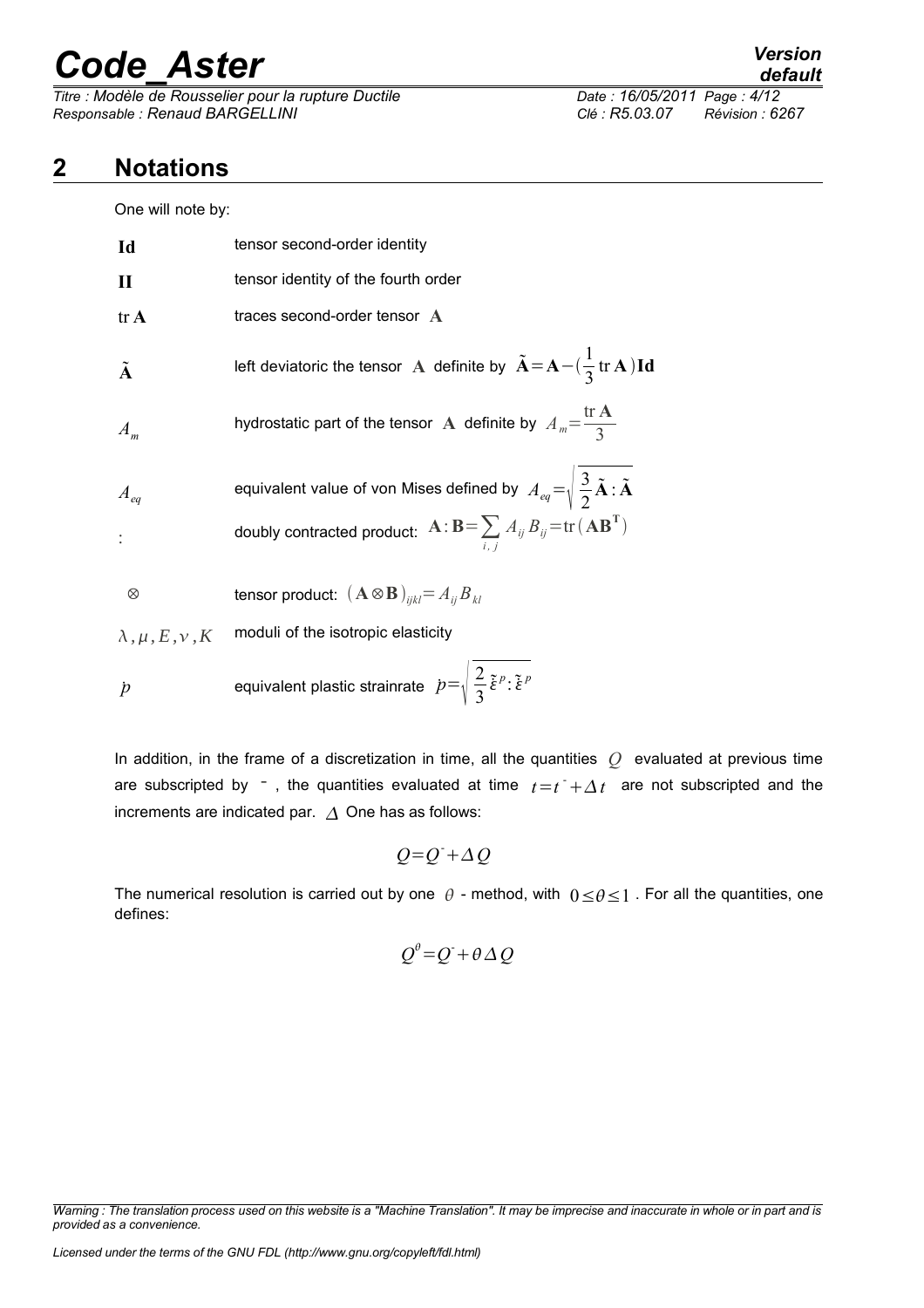## 2 Notations

One will note by:

| | |
|---|---|
| $\mathbf{Id}$ | tensor second-order identity |
| $\mathbf{II}$ | tensor identity of the fourth order |
| $\mathrm{tr}\,\mathbf{A}$ | traces second-order tensor $\mathbf{A}$ |
| $\tilde{\mathbf{A}}$ | left deviatoric the tensor $\mathbf{A}$ definite by $\tilde{\mathbf{A}}=\mathbf{A}-(\frac{1}{3}\mathrm{tr}\,\mathbf{A})\mathbf{Id}$ |
| $A_m$ | hydrostatic part of the tensor $\mathbf{A}$ definite by $A_m=\frac{\mathrm{tr}\,\mathbf{A}}{3}$ |
| $A_{eq}$ | equivalent value of von Mises defined by $A_{eq}=\sqrt{\frac{3}{2}\tilde{\mathbf{A}}:\tilde{\mathbf{A}}}$ |
| $:$ | doubly contracted product: $\mathbf{A}:\mathbf{B}=\sum_{i,j}A_{ij}B_{ij}=\mathrm{tr}(\mathbf{A}\mathbf{B}^{\mathbf{T}})$ |
| $\otimes$ | tensor product: $(\mathbf{A}\otimes\mathbf{B})_{ijkl}=A_{ij}B_{kl}$ |
| $\lambda,\mu,E,\nu,K$ | moduli of the isotropic elasticity |
| $\dot{p}$ | equivalent plastic strainrate $\dot{p}=\sqrt{\frac{2}{3}\dot{\tilde{\varepsilon}}^p:\dot{\tilde{\varepsilon}}^p}$ |

In addition, in the frame of a discretization in time, all the quantities $Q$ evaluated at previous time are subscripted by $^-$, the quantities evaluated at time $t=t^-+\Delta t$ are not subscripted and the increments are indicated par. $\Delta$ One has as follows:

$$Q=Q^-+\Delta Q$$

The numerical resolution is carried out by one $\theta$ - method, with $0\leq\theta\leq 1$. For all the quantities, one defines:

$$Q^{\theta}=Q^-+\theta\Delta Q$$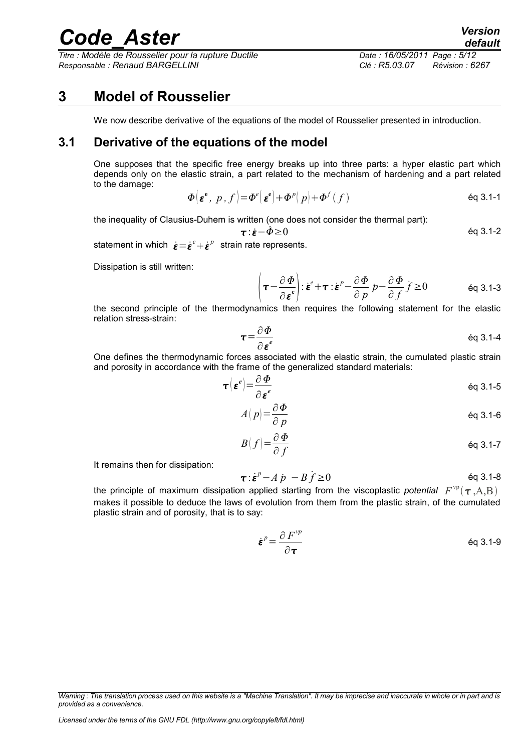# 3 Model of Rousselier

We now describe derivative of the equations of the model of Rousselier presented in introduction.

## 3.1 Derivative of the equations of the model

One supposes that the specific free energy breaks up into three parts: a hyper elastic part which depends only on the elastic strain, a part related to the mechanism of hardening and a part related to the damage:

$$\Phi\left(\boldsymbol{\varepsilon}^{\mathbf{e}},\ p\,,f\right)=\Phi^{e}\left(\boldsymbol{\varepsilon}^{\mathbf{e}}\right)+\Phi^{p}\left(p\right)+\Phi^{f}\left(f\right) \qquad \text{éq 3.1-1}$$

the inequality of Clausius-Duhem is written (one does not consider the thermal part):

$$\boldsymbol{\tau}:\dot{\boldsymbol{\varepsilon}}-\dot{\Phi}\geq 0 \qquad \text{éq 3.1-2}$$

statement in which $\dot{\boldsymbol{\varepsilon}}=\dot{\boldsymbol{\varepsilon}}^{e}+\dot{\boldsymbol{\varepsilon}}^{p}$ strain rate represents.

Dissipation is still written:

$$\left(\boldsymbol{\tau}-\frac{\partial \Phi}{\partial \boldsymbol{\varepsilon}^{\mathbf{e}}}\right):\dot{\boldsymbol{\varepsilon}}^{e}+\boldsymbol{\tau}:\dot{\boldsymbol{\varepsilon}}^{p}-\frac{\partial \Phi}{\partial p}\dot{p}-\frac{\partial \Phi}{\partial f}\dot{f}\geq 0 \qquad \text{éq 3.1-3}$$

the second principle of the thermodynamics then requires the following statement for the elastic relation stress-strain:

$$\boldsymbol{\tau}=\frac{\partial \Phi}{\partial \boldsymbol{\varepsilon}^{e}} \qquad \text{éq 3.1-4}$$

One defines the thermodynamic forces associated with the elastic strain, the cumulated plastic strain and porosity in accordance with the frame of the generalized standard materials:

$$\boldsymbol{\tau}\left(\boldsymbol{\varepsilon}^{e}\right)=\frac{\partial \Phi}{\partial \boldsymbol{\varepsilon}^{e}} \qquad \text{éq 3.1-5}$$

$$A\left(p\right)=\frac{\partial \Phi}{\partial p} \qquad \text{éq 3.1-6}$$

$$B\left(f\right)=\frac{\partial \Phi}{\partial f} \qquad \text{éq 3.1-7}$$

It remains then for dissipation:

$$\boldsymbol{\tau}:\dot{\boldsymbol{\varepsilon}}^{p}-A\,\dot{p}\ -B\,\dot{f}\geq 0 \qquad \text{éq 3.1-8}$$

the principle of maximum dissipation applied starting from the viscoplastic *potential* $F^{\mathrm{vp}}(\boldsymbol{\tau},\mathrm{A},\mathrm{B})$ makes it possible to deduce the laws of evolution from them from the plastic strain, of the cumulated plastic strain and of porosity, that is to say:

$$\dot{\boldsymbol{\varepsilon}}^{p}=\frac{\partial F^{vp}}{\partial \boldsymbol{\tau}} \qquad \text{éq 3.1-9}$$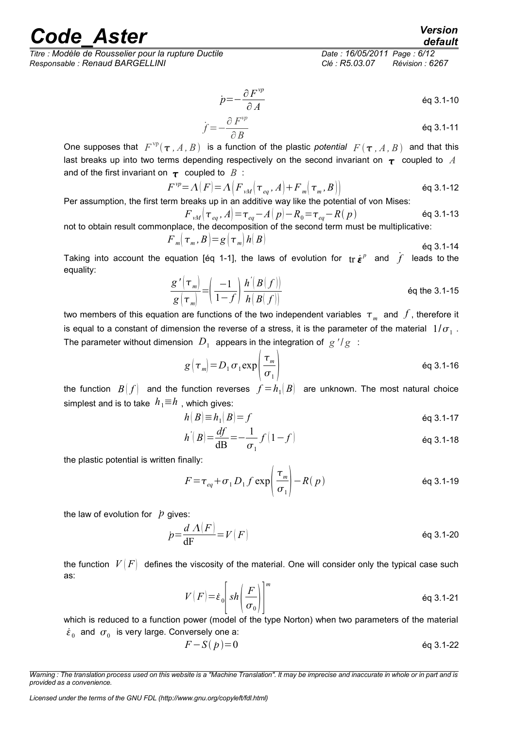$$\dot{p}=-\frac{\partial F^{vp}}{\partial A} \quad \text{éq 3.1-10}$$

$$\dot{f}=-\frac{\partial F^{vp}}{\partial B} \quad \text{éq 3.1-11}$$

One supposes that $F^{vp}(\boldsymbol{\tau}, A, B)$ is a function of the plastic *potential* $F(\boldsymbol{\tau}, A, B)$ and that this last breaks up into two terms depending respectively on the second invariant on $\boldsymbol{\tau}$ coupled to $A$ and of the first invariant on $\boldsymbol{\tau}$ coupled to $B$ :

$$F^{vp}=\Lambda(F)=\Lambda\left(F_{vM}\left(\tau_{eq}, A\right)+F_{m}\left(\tau_{m}, B\right)\right) \quad \text{éq 3.1-12}$$

Per assumption, the first term breaks up in an additive way like the potential of von Mises:

$$F_{vM}\left(\tau_{eq}, A\right)=\tau_{eq}-A(p)-R_{0}=\tau_{eq}-R(p) \quad \text{éq 3.1-13}$$

not to obtain result commonplace, the decomposition of the second term must be multiplicative:

$$F_{m}\left(\tau_{m}, B\right)=g\left(\tau_{m}\right) h(B) \quad \text{éq 3.1-14}$$

Taking into account the equation [éq 1-1], the laws of evolution for $\operatorname{tr} \dot{\boldsymbol{\varepsilon}}^{p}$ and $\dot{f}$ leads to the equality:

$$\frac{g'\left(\tau_{m}\right)}{g\left(\tau_{m}\right)}=\left(\frac{-1}{1-f}\right) \frac{h'(B(f))}{h(B(f))} \quad \text{éq the 3.1-15}$$

two members of this equation are functions of the two independent variables $\tau_{m}$ and $f$, therefore it is equal to a constant of dimension the reverse of a stress, it is the parameter of the material $1/\sigma_{1}$. The parameter without dimension $D_{1}$ appears in the integration of $g'/g$ :

$$g\left(\tau_{m}\right)=D_{1} \sigma_{1} \exp \left(\frac{\tau_{m}}{\sigma_{1}}\right) \quad \text{éq 3.1-16}$$

the function $B(f)$ and the function reverses $f=h_{1}(B)$ are unknown. The most natural choice simplest and is to take $h_{1} \equiv h$ , which gives:

$$h(B) \equiv h_{1}(B)=f \quad \text{éq 3.1-17}$$

$$h'(B)=\frac{df}{\mathrm{dB}}=-\frac{1}{\sigma_{1}} f(1-f) \quad \text{éq 3.1-18}$$

the plastic potential is written finally:

$$F=\tau_{eq}+\sigma_{1} D_{1} f \exp \left(\frac{\tau_{m}}{\sigma_{1}}\right)-R(p) \quad \text{éq 3.1-19}$$

the law of evolution for $\dot{p}$ gives:

$$\dot{p}=\frac{d\, \Lambda(F)}{\mathrm{dF}}=V(F) \quad \text{éq 3.1-20}$$

the function $V(F)$ defines the viscosity of the material. One will consider only the typical case such as:

$$V(F)=\dot{\varepsilon}_{0}\left[sh\left(\frac{F}{\sigma_{0}}\right)\right]^{m} \quad \text{éq 3.1-21}$$

which is reduced to a function power (model of the type Norton) when two parameters of the material $\dot{\varepsilon}_{0}$ and $\sigma_{0}$ is very large. Conversely one a:

$$F-S(\dot{p})=0 \quad \text{éq 3.1-22}$$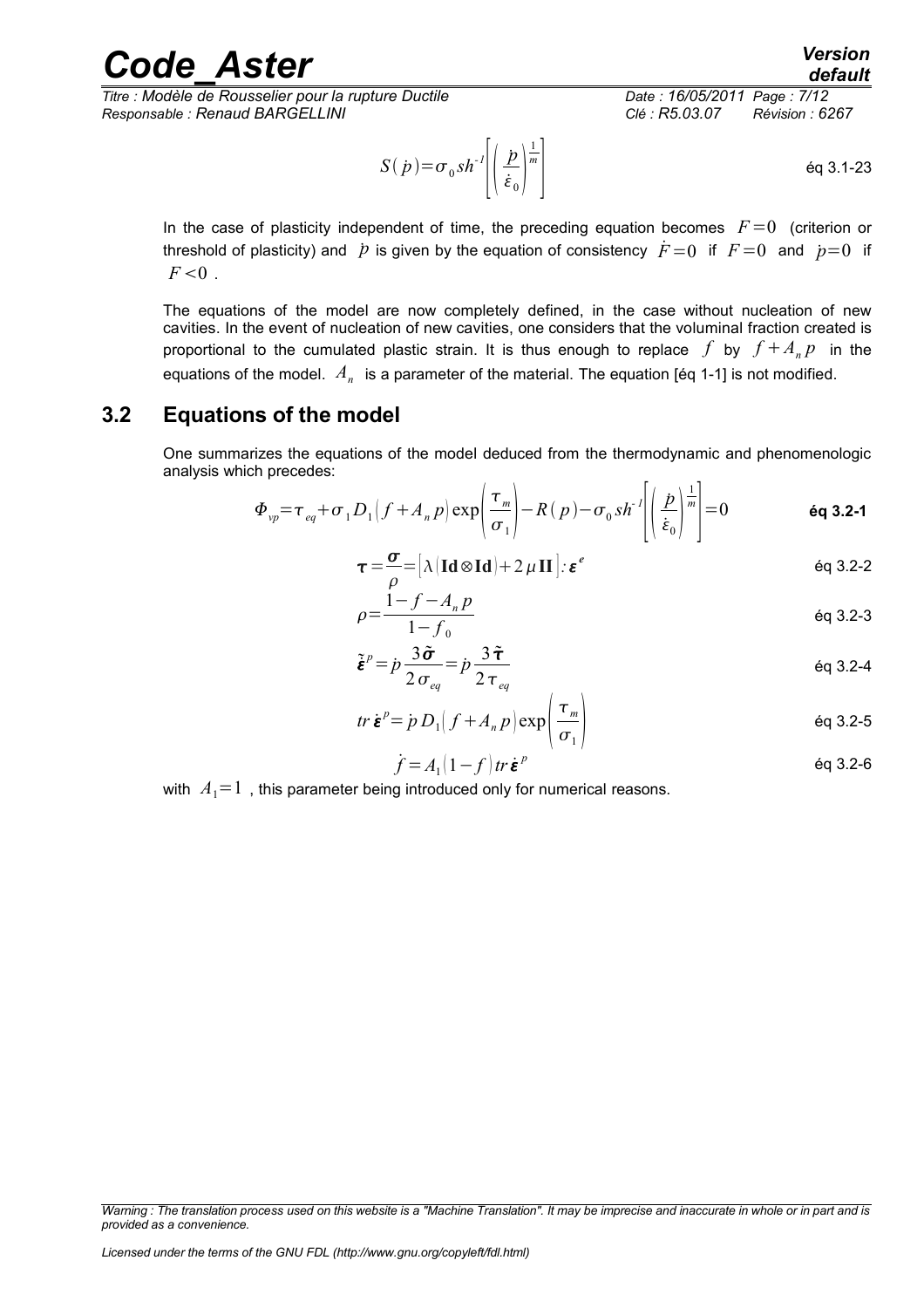$$S(\dot{p})=\sigma_0 sh^{-1}\left[\left(\frac{\dot{p}}{\dot{\varepsilon}_0}\right)^{\frac{1}{m}}\right] \qquad \text{éq 3.1-23}$$

In the case of plasticity independent of time, the preceding equation becomes $F=0$ (criterion or threshold of plasticity) and $\dot{p}$ is given by the equation of consistency $\dot{F}=0$ if $F=0$ and $\dot{p}=0$ if $F<0$.

The equations of the model are now completely defined, in the case without nucleation of new cavities. In the event of nucleation of new cavities, one considers that the voluminal fraction created is proportional to the cumulated plastic strain. It is thus enough to replace $f$ by $f+A_n p$ in the equations of the model. $A_n$ is a parameter of the material. The equation [éq 1-1] is not modified.

## 3.2 Equations of the model

One summarizes the equations of the model deduced from the thermodynamic and phenomenologic analysis which precedes:

$$\Phi_{vp}=\tau_{eq}+\sigma_1 D_1 (f+A_n p)\exp\left(\frac{\tau_m}{\sigma_1}\right)-R(p)-\sigma_0 sh^{-1}\left[\left(\frac{\dot{p}}{\dot{\varepsilon}_0}\right)^{\frac{1}{m}}\right]=0 \qquad \textbf{éq 3.2-1}$$

$$\boldsymbol{\tau}=\frac{\boldsymbol{\sigma}}{\rho}=\left[\lambda\left(\mathbf{Id}\otimes\mathbf{Id}\right)+2\mu\,\mathbf{II}\right]:\boldsymbol{\varepsilon}^e \qquad \text{éq 3.2-2}$$

$$\rho=\frac{1-f-A_n p}{1-f_0} \qquad \text{éq 3.2-3}$$

$$\tilde{\dot{\boldsymbol{\varepsilon}}}^p=\dot{p}\frac{3\tilde{\boldsymbol{\sigma}}}{2\sigma_{eq}}=\dot{p}\frac{3\tilde{\boldsymbol{\tau}}}{2\tau_{eq}} \qquad \text{éq 3.2-4}$$

$$tr\,\dot{\boldsymbol{\varepsilon}}^p=\dot{p}\,D_1\left(f+A_n p\right)\exp\left(\frac{\tau_m}{\sigma_1}\right) \qquad \text{éq 3.2-5}$$

$$\dot{f}=A_1\left(1-f\right)tr\,\dot{\boldsymbol{\varepsilon}}^p \qquad \text{éq 3.2-6}$$

with $A_1=1$, this parameter being introduced only for numerical reasons.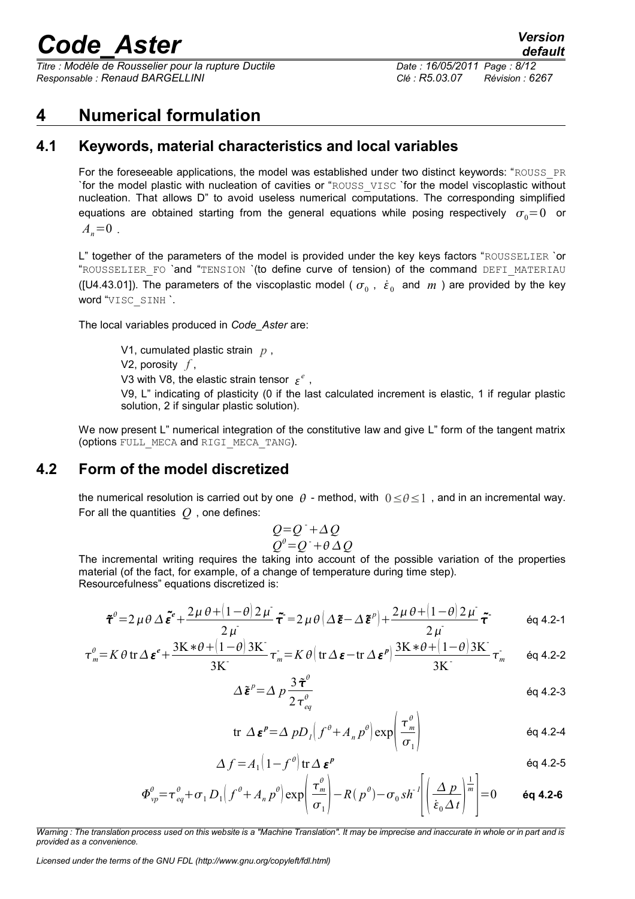# 4 Numerical formulation

## 4.1 Keywords, material characteristics and local variables

For the foreseeable applications, the model was established under two distinct keywords: "ROUSS_PR `for the model plastic with nucleation of cavities or "ROUSS_VISC `for the model viscoplastic without nucleation. That allows D" to avoid useless numerical computations. The corresponding simplified equations are obtained starting from the general equations while posing respectively $\sigma_0 = 0$ or $A_n = 0$ .

L" together of the parameters of the model is provided under the key keys factors "ROUSSELIER `or "ROUSSELIER_FO `and "TENSION `(to define curve of tension) of the command DEFI_MATERIAU ([U4.43.01]). The parameters of the viscoplastic model ( $\sigma_0$ , $\dot{\varepsilon}_0$ and $m$ ) are provided by the key word "VISC_SINH `.

The local variables produced in *Code_Aster* are:

> V1, cumulated plastic strain $p$ ,
> V2, porosity $f$ ,
> V3 with V8, the elastic strain tensor $\varepsilon^e$ ,
> V9, L" indicating of plasticity (0 if the last calculated increment is elastic, 1 if regular plastic solution, 2 if singular plastic solution).

We now present L" numerical integration of the constitutive law and give L" form of the tangent matrix (options FULL_MECA and RIGI_MECA_TANG).

## 4.2 Form of the model discretized

the numerical resolution is carried out by one $\theta$ - method, with $0 \le \theta \le 1$ , and in an incremental way. For all the quantities $Q$ , one defines:

$$
Q = Q^- + \Delta Q
$$
$$
Q^\theta = Q^- + \theta \Delta Q
$$

The incremental writing requires the taking into account of the possible variation of the properties material (of the fact, for example, of a change of temperature during time step).
Resourcefulness" equations discretized is:

$$
\tilde{\boldsymbol{\tau}}^\theta = 2\mu\theta\Delta\tilde{\boldsymbol{\varepsilon}}^e + \frac{2\mu\theta + (1-\theta)2\mu^-}{2\mu^-}\tilde{\boldsymbol{\tau}}^- = 2\mu\theta\left(\Delta\tilde{\boldsymbol{\varepsilon}} - \Delta\tilde{\boldsymbol{\varepsilon}}^p\right) + \frac{2\mu\theta + (1-\theta)2\mu^-}{2\mu^-}\tilde{\boldsymbol{\tau}}^- \quad \text{éq 4.2-1}
$$

$$
\tau_m^\theta = K\theta \operatorname{tr}\Delta\boldsymbol{\varepsilon}^e + \frac{3K*\theta + (1-\theta)3K^-}{3K^-}\tau_m^- = K\theta\left(\operatorname{tr}\Delta\boldsymbol{\varepsilon} - \operatorname{tr}\Delta\boldsymbol{\varepsilon}^p\right)\frac{3K*\theta + (1-\theta)3K^-}{3K^-}\tau_m^- \quad \text{éq 4.2-2}
$$

$$
\Delta\tilde{\boldsymbol{\varepsilon}}^p = \Delta p \frac{3\tilde{\boldsymbol{\tau}}^\theta}{2\tau_{eq}^\theta} \quad \text{éq 4.2-3}
$$

$$
\operatorname{tr}\Delta\boldsymbol{\varepsilon}^p = \Delta p D_1\left(f^\theta + A_n p^\theta\right)\exp\left(\frac{\tau_m^\theta}{\sigma_1}\right) \quad \text{éq 4.2-4}
$$

$$
\Delta f = A_1\left(1 - f^\theta\right)\operatorname{tr}\Delta\boldsymbol{\varepsilon}^p \quad \text{éq 4.2-5}
$$

$$
\Phi_{vp}^\theta = \tau_{eq}^\theta + \sigma_1 D_1\left(f^\theta + A_n p^\theta\right)\exp\left(\frac{\tau_m^\theta}{\sigma_1}\right) - R(p^\theta) - \sigma_0 sh^{-1}\left[\left(\frac{\Delta p}{\dot{\varepsilon}_0\Delta t}\right)^{\frac{1}{m}}\right] = 0 \quad \textbf{éq 4.2-6}
$$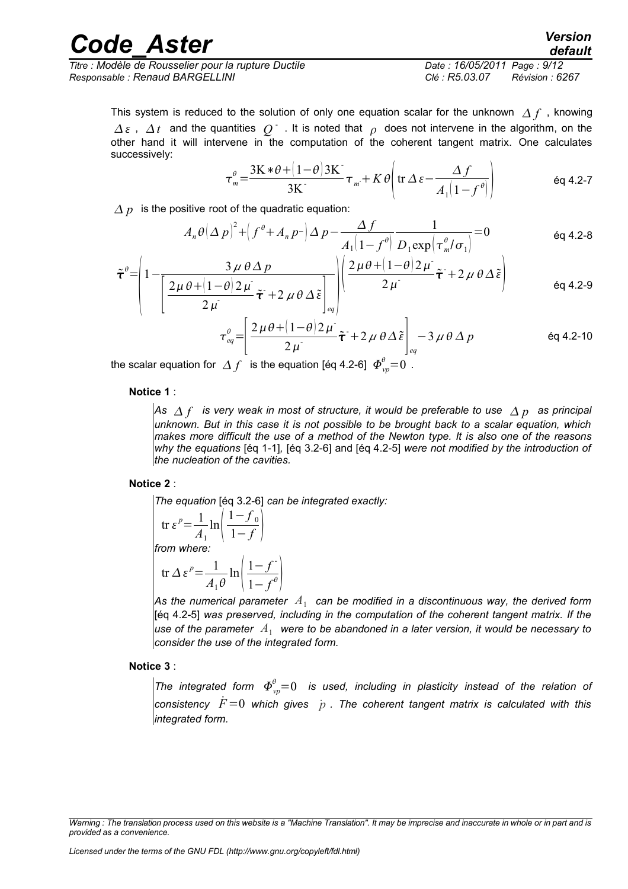This system is reduced to the solution of only one equation scalar for the unknown $\Delta f$ , knowing $\Delta \varepsilon$ , $\Delta t$ and the quantities $Q^{-}$ . It is noted that $\rho$ does not intervene in the algorithm, on the other hand it will intervene in the computation of the coherent tangent matrix. One calculates successively:

$$\tau_m^{\theta} = \frac{3K*\theta + (1-\theta)3K^{-}}{3K^{-}} \tau_{m^{-}} + K\theta \left( \operatorname{tr} \Delta \varepsilon - \frac{\Delta f}{A_1 (1-f^{\theta})} \right) \qquad \text{éq 4.2-7}$$

$\Delta p$ is the positive root of the quadratic equation:

$$A_n \theta (\Delta p)^2 + (f^{\theta} + A_n p^{-}) \Delta p - \frac{\Delta f}{A_1 (1-f^{\theta})} \frac{1}{D_1 \exp(\tau_m^{\theta}/\sigma_1)} = 0 \qquad \text{éq 4.2-8}$$

$$\tilde{\boldsymbol{\tau}}^{\theta} = \left( 1 - \frac{3\mu\theta\Delta p}{\left[ \frac{2\mu\theta + (1-\theta)2\mu^{-}}{2\mu^{-}} \tilde{\boldsymbol{\tau}}^{-} + 2\mu\theta\Delta\tilde{\varepsilon} \right]_{eq}} \right) \left( \frac{2\mu\theta + (1-\theta)2\mu^{-}}{2\mu^{-}} \tilde{\boldsymbol{\tau}}^{-} + 2\mu\theta\Delta\tilde{\varepsilon} \right) \qquad \text{éq 4.2-9}$$

$$\tau_{eq}^{\theta} = \left[ \frac{2\mu\theta + (1-\theta)2\mu^{-}}{2\mu^{-}} \tilde{\boldsymbol{\tau}}^{-} + 2\mu\theta\Delta\tilde{\varepsilon} \right]_{eq} - 3\mu\theta\Delta p \qquad \text{éq 4.2-10}$$

the scalar equation for $\Delta f$ is the equation [éq 4.2-6] $\Phi_{vp}^{\theta} = 0$ .

**Notice 1** :

*As $\Delta f$ is very weak in most of structure, it would be preferable to use $\Delta p$ as principal unknown. But in this case it is not possible to be brought back to a scalar equation, which makes more difficult the use of a method of the Newton type. It is also one of the reasons why the equations* [éq 1-1], [éq 3.2-6] and [éq 4.2-5] *were not modified by the introduction of the nucleation of the cavities.*

**Notice 2** :

*The equation* [éq 3.2-6] *can be integrated exactly:*

$$\operatorname{tr} \varepsilon^p = \frac{1}{A_1} \ln \left( \frac{1-f_0}{1-f} \right)$$

*from where:*

$$\operatorname{tr} \Delta \varepsilon^p = \frac{1}{A_1 \theta} \ln \left( \frac{1-f^{-}}{1-f^{\theta}} \right)$$

*As the numerical parameter $A_1$ can be modified in a discontinuous way, the derived form* [éq 4.2-5] *was preserved, including in the computation of the coherent tangent matrix. If the use of the parameter $A_1$ were to be abandoned in a later version, it would be necessary to consider the use of the integrated form.*

**Notice 3** :

*The integrated form $\Phi_{vp}^{\theta} = 0$ is used, including in plasticity instead of the relation of consistency $\dot{F} = 0$ which gives $\dot{p}$ . The coherent tangent matrix is calculated with this integrated form.*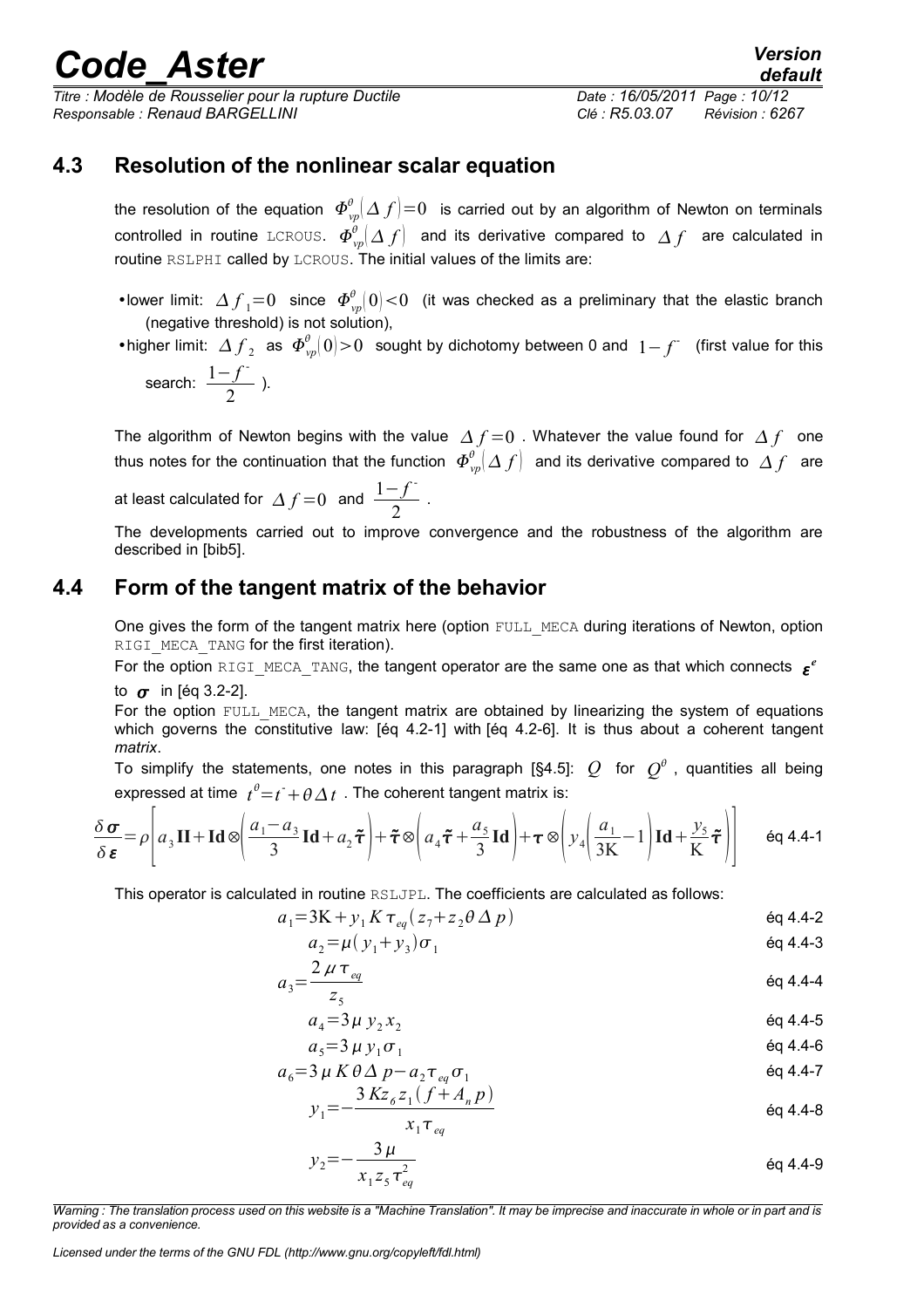## 4.3 Resolution of the nonlinear scalar equation

the resolution of the equation $\Phi^{\theta}_{vp}(\Delta f)=0$ is carried out by an algorithm of Newton on terminals controlled in routine LCROUS. $\Phi^{\theta}_{vp}(\Delta f)$ and its derivative compared to $\Delta f$ are calculated in routine RSLPHI called by LCROUS. The initial values of the limits are:

- lower limit: $\Delta f_1=0$ since $\Phi^{\theta}_{vp}(0)<0$ (it was checked as a preliminary that the elastic branch (negative threshold) is not solution),
- higher limit: $\Delta f_2$ as $\Phi^{\theta}_{vp}(0)>0$ sought by dichotomy between 0 and $1-f^{-}$ (first value for this search: $\dfrac{1-f^{-}}{2}$ ).

The algorithm of Newton begins with the value $\Delta f=0$ . Whatever the value found for $\Delta f$ one thus notes for the continuation that the function $\Phi^{\theta}_{vp}(\Delta f)$ and its derivative compared to $\Delta f$ are at least calculated for $\Delta f=0$ and $\dfrac{1-f^{-}}{2}$ .

The developments carried out to improve convergence and the robustness of the algorithm are described in [bib5].

## 4.4 Form of the tangent matrix of the behavior

One gives the form of the tangent matrix here (option FULL_MECA during iterations of Newton, option RIGI_MECA_TANG for the first iteration).

For the option RIGI_MECA_TANG, the tangent operator are the same one as that which connects $\boldsymbol{\varepsilon}^{e}$ to $\boldsymbol{\sigma}$ in [éq 3.2-2].

For the option FULL_MECA, the tangent matrix are obtained by linearizing the system of equations which governs the constitutive law: [éq 4.2-1] with [éq 4.2-6]. It is thus about a coherent tangent *matrix*.

To simplify the statements, one notes in this paragraph [§4.5]: $Q$ for $Q^{\theta}$ , quantities all being expressed at time $t^{\theta}=t^{-}+\theta\Delta t$ . The coherent tangent matrix is:

$$\frac{\delta\boldsymbol{\sigma}}{\delta\boldsymbol{\varepsilon}}=\rho\left[a_3\mathbf{II}+\mathbf{Id}\otimes\left(\frac{a_1-a_3}{3}\mathbf{Id}+a_2\tilde{\boldsymbol{\tau}}\right)+\tilde{\boldsymbol{\tau}}\otimes\left(a_4\tilde{\boldsymbol{\tau}}+\frac{a_5}{3}\mathbf{Id}\right)+\boldsymbol{\tau}\otimes\left(y_4\left(\frac{a_1}{3\mathrm{K}}-1\right)\mathbf{Id}+\frac{y_5}{\mathrm{K}}\tilde{\boldsymbol{\tau}}\right)\right] \qquad \text{éq 4.4-1}$$

This operator is calculated in routine RSLJPL. The coefficients are calculated as follows:

$$a_1=3\mathrm{K}+y_1 K\tau_{eq}(z_7+z_2\theta\Delta p) \qquad \text{éq 4.4-2}$$

$$a_2=\mu(y_1+y_3)\sigma_1 \qquad \text{éq 4.4-3}$$

$$a_3=\frac{2\mu\tau_{eq}}{z_5} \qquad \text{éq 4.4-4}$$

$$a_4=3\mu\, y_2 x_2 \qquad \text{éq 4.4-5}$$

$$a_5=3\mu\, y_1\sigma_1 \qquad \text{éq 4.4-6}$$

$$a_6=3\mu K\theta\Delta p-a_2\tau_{eq}\sigma_1 \qquad \text{éq 4.4-7}$$

$$y_1=-\frac{3Kz_6 z_1(f+A_n p)}{x_1\tau_{eq}} \qquad \text{éq 4.4-8}$$

$$y_2=-\frac{3\mu}{x_1 z_5\tau_{eq}^2} \qquad \text{éq 4.4-9}$$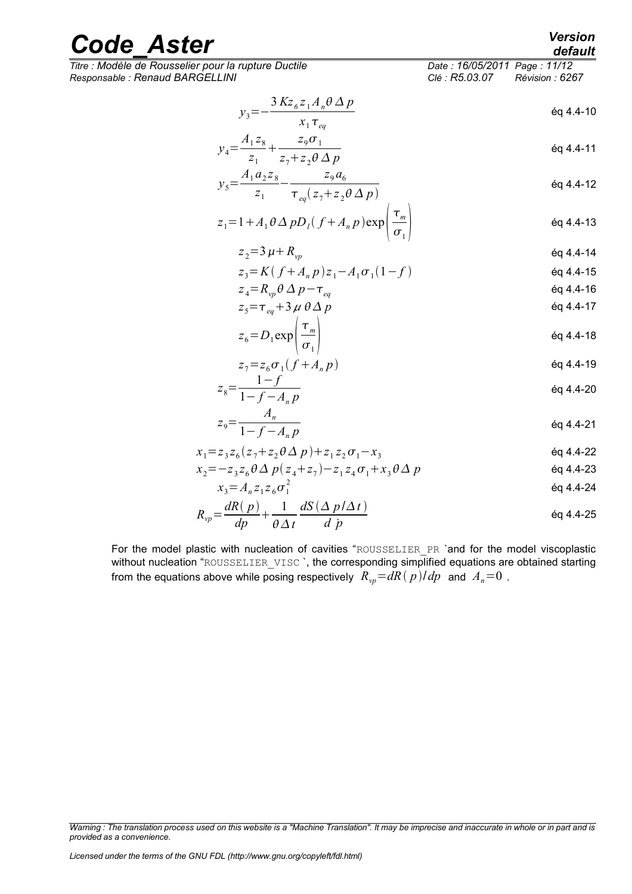$$y_3 = -\frac{3 K z_6 z_1 A_n \theta \Delta p}{x_1 \tau_{eq}} \quad \text{éq 4.4-10}$$

$$y_4 = \frac{A_1 z_8}{z_1} + \frac{z_9 \sigma_1}{z_7 + z_2 \theta \Delta p} \quad \text{éq 4.4-11}$$

$$y_5 = \frac{A_1 a_2 z_8}{z_1} - \frac{z_9 a_6}{\tau_{eq}(z_7 + z_2 \theta \Delta p)} \quad \text{éq 4.4-12}$$

$$z_1 = 1 + A_1 \theta \Delta p D_l (f + A_n p) \exp\left(\frac{\tau_m}{\sigma_1}\right) \quad \text{éq 4.4-13}$$

$$z_2 = 3\mu + R_{vp} \quad \text{éq 4.4-14}$$

$$z_3 = K(f + A_n p) z_1 - A_1 \sigma_1 (1 - f) \quad \text{éq 4.4-15}$$

$$z_4 = R_{vp} \theta \Delta p - \tau_{eq} \quad \text{éq 4.4-16}$$

$$z_5 = \tau_{eq} + 3\mu \theta \Delta p \quad \text{éq 4.4-17}$$

$$z_6 = D_1 \exp\left(\frac{\tau_m}{\sigma_1}\right) \quad \text{éq 4.4-18}$$

$$z_7 = z_6 \sigma_1 (f + A_n p) \quad \text{éq 4.4-19}$$

$$z_8 = \frac{1 - f}{1 - f - A_n p} \quad \text{éq 4.4-20}$$

$$z_9 = \frac{A_n}{1 - f - A_n p} \quad \text{éq 4.4-21}$$

$$x_1 = z_3 z_6 (z_7 + z_2 \theta \Delta p) + z_1 z_2 \sigma_1 - x_3 \quad \text{éq 4.4-22}$$

$$x_2 = -z_3 z_6 \theta \Delta p (z_4 + z_7) - z_1 z_4 \sigma_1 + x_3 \theta \Delta p \quad \text{éq 4.4-23}$$

$$x_3 = A_n z_1 z_6 \sigma_1^2 \quad \text{éq 4.4-24}$$

$$R_{vp} = \frac{dR(p)}{dp} + \frac{1}{\theta \Delta t} \frac{dS(\Delta p / \Delta t)}{d\dot{p}} \quad \text{éq 4.4-25}$$

For the model plastic with nucleation of cavities "ROUSSELIER_PR `and for the model viscoplastic without nucleation "ROUSSELIER_VISC `, the corresponding simplified equations are obtained starting from the equations above while posing respectively $R_{vp} = dR(p)/dp$ and $A_n = 0$ .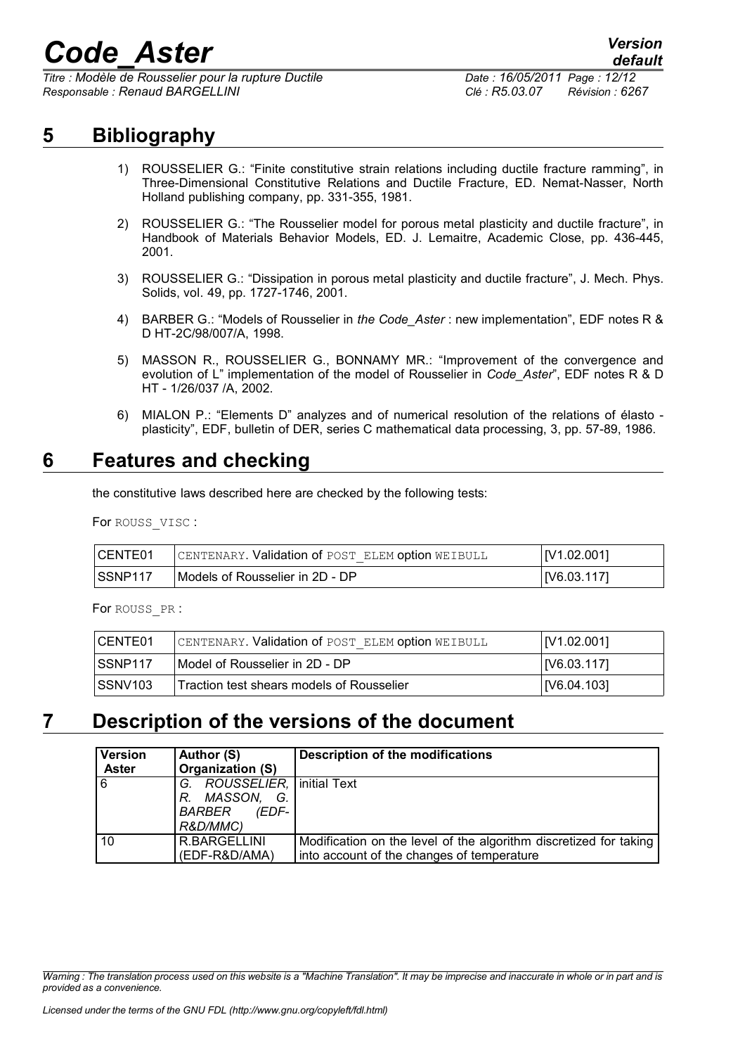## 5 Bibliography

1) ROUSSELIER G.: "Finite constitutive strain relations including ductile fracture ramming", in Three-Dimensional Constitutive Relations and Ductile Fracture, ED. Nemat-Nasser, North Holland publishing company, pp. 331-355, 1981.

2) ROUSSELIER G.: "The Rousselier model for porous metal plasticity and ductile fracture", in Handbook of Materials Behavior Models, ED. J. Lemaitre, Academic Close, pp. 436-445, 2001.

3) ROUSSELIER G.: "Dissipation in porous metal plasticity and ductile fracture", J. Mech. Phys. Solids, vol. 49, pp. 1727-1746, 2001.

4) BARBER G.: "Models of Rousselier in *the Code_Aster* : new implementation", EDF notes R & D HT-2C/98/007/A, 1998.

5) MASSON R., ROUSSELIER G., BONNAMY MR.: "Improvement of the convergence and evolution of L" implementation of the model of Rousselier in *Code_Aster*", EDF notes R & D HT - 1/26/037 /A, 2002.

6) MIALON P.: "Elements D" analyzes and of numerical resolution of the relations of élasto - plasticity", EDF, bulletin of DER, series C mathematical data processing, 3, pp. 57-89, 1986.

## 6 Features and checking

the constitutive laws described here are checked by the following tests:

For `ROUSS_VISC` :

| | | |
|---|---|---|
| CENTE01 | `CENTENARY`. Validation of `POST_ELEM` option `WEIBULL` | [V1.02.001] |
| SSNP117 | Models of Rousselier in 2D - DP | [V6.03.117] |

For `ROUSS_PR` :

| | | |
|---|---|---|
| CENTE01 | `CENTENARY`. Validation of `POST_ELEM` option `WEIBULL` | [V1.02.001] |
| SSNP117 | Model of Rousselier in 2D - DP | [V6.03.117] |
| SSNV103 | Traction test shears models of Rousselier | [V6.04.103] |

## 7 Description of the versions of the document

| Version Aster | Author (S) Organization (S) | Description of the modifications |
|---|---|---|
| 6 | *G. ROUSSELIER, R. MASSON, G. BARBER (EDF-R&D/MMC)* | initial Text |
| 10 | R.BARGELLINI (EDF-R&D/AMA) | Modification on the level of the algorithm discretized for taking into account of the changes of temperature |